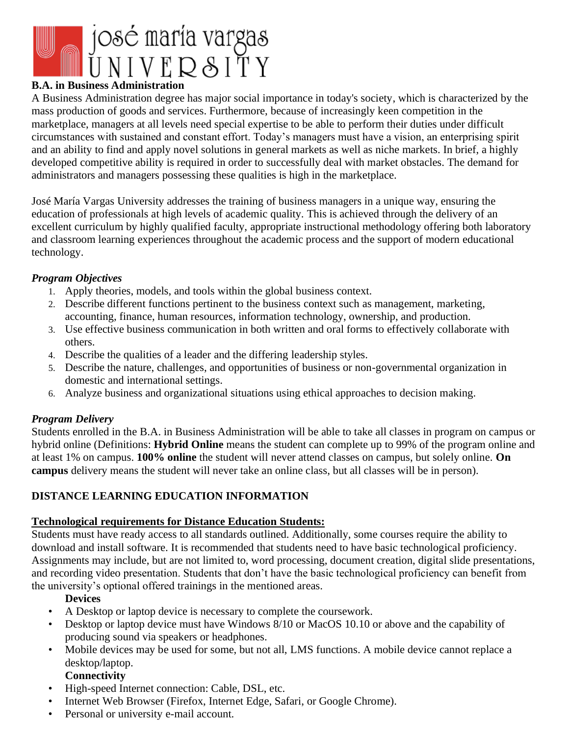# B.A. in Business Administration

A Business Administration degree has major social importance in today's society, which is characterized by the mass production of goods and services. Furthermore, because of increasingly keen competition in the marketplace, managers at all levels need special expertise to be able to perform their duties under difficult circumstances with sustained and constant effort. Today's managers must have a vision, an enterprising spirit and an ability to find and apply novel solutions in general markets as well as niche markets. In brief, a highly developed competitive ability is required in order to successfully deal with market obstacles. The demand for administrators and managers possessing these qualities is high in the marketplace.

José María Vargas University addresses the training of business managers in a unique way, ensuring the education of professionals at high levels of academic quality. This is achieved through the delivery of an excellent curriculum by highly qualified faculty, appropriate instructional methodology offering both laboratory and classroom learning experiences throughout the academic process and the support of modern educational technology.

### *Program Objectives*

1. Apply theories, models, and tools within the global business context.
2. Describe different functions pertinent to the business context such as management, marketing, accounting, finance, human resources, information technology, ownership, and production.
3. Use effective business communication in both written and oral forms to effectively collaborate with others.
4. Describe the qualities of a leader and the differing leadership styles.
5. Describe the nature, challenges, and opportunities of business or non-governmental organization in domestic and international settings.
6. Analyze business and organizational situations using ethical approaches to decision making.

### *Program Delivery*

Students enrolled in the B.A. in Business Administration will be able to take all classes in program on campus or hybrid online (Definitions: **Hybrid Online** means the student can complete up to 99% of the program online and at least 1% on campus. **100% online** the student will never attend classes on campus, but solely online. **On campus** delivery means the student will never take an online class, but all classes will be in person).

## DISTANCE LEARNING EDUCATION INFORMATION

### Technological requirements for Distance Education Students:

Students must have ready access to all standards outlined. Additionally, some courses require the ability to download and install software. It is recommended that students need to have basic technological proficiency. Assignments may include, but are not limited to, word processing, document creation, digital slide presentations, and recording video presentation. Students that don't have the basic technological proficiency can benefit from the university's optional offered trainings in the mentioned areas.

**Devices**

- A Desktop or laptop device is necessary to complete the coursework.
- Desktop or laptop device must have Windows 8/10 or MacOS 10.10 or above and the capability of producing sound via speakers or headphones.
- Mobile devices may be used for some, but not all, LMS functions. A mobile device cannot replace a desktop/laptop.

**Connectivity**

- High-speed Internet connection: Cable, DSL, etc.
- Internet Web Browser (Firefox, Internet Edge, Safari, or Google Chrome).
- Personal or university e-mail account.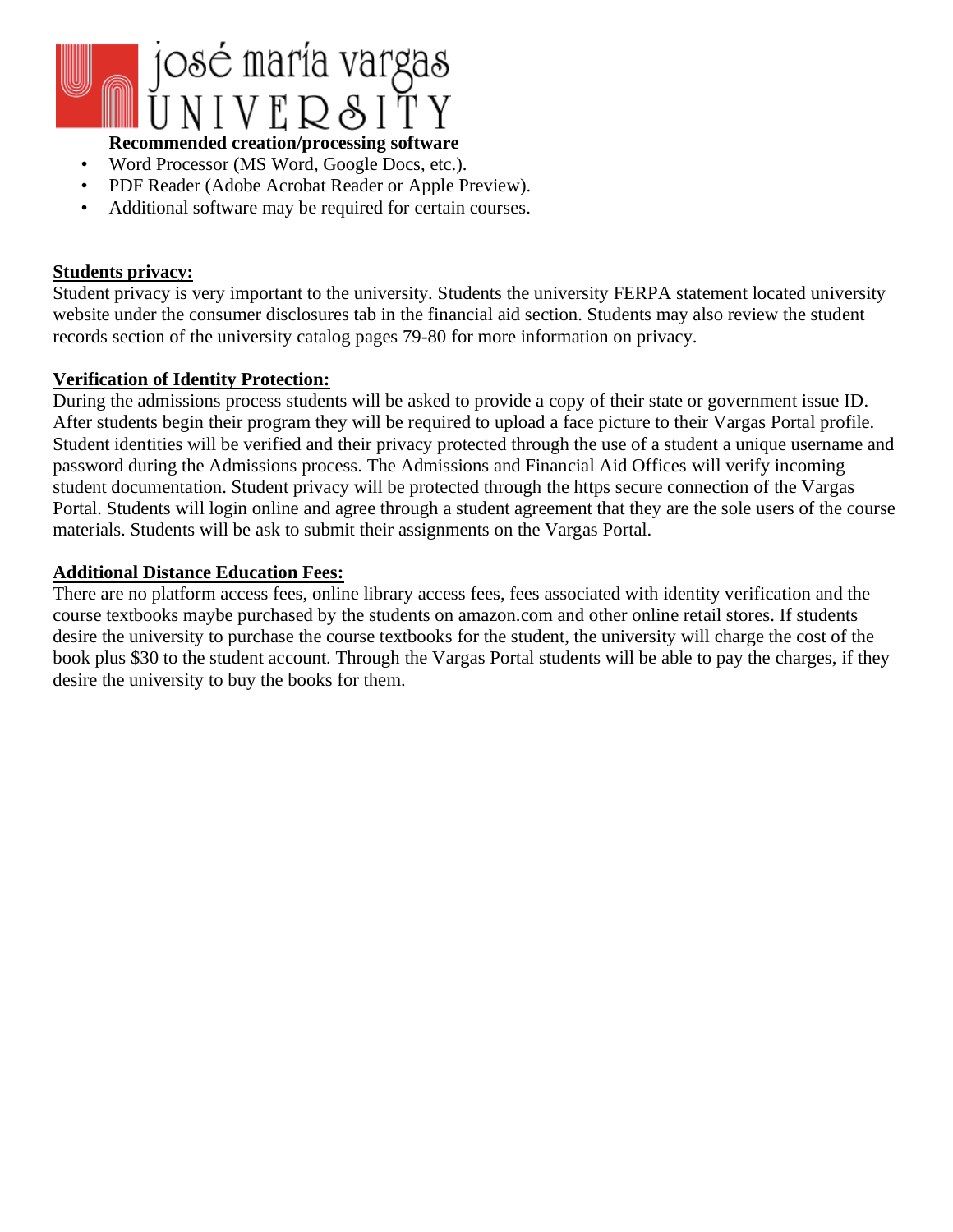**Recommended creation/processing software**

- Word Processor (MS Word, Google Docs, etc.).
- PDF Reader (Adobe Acrobat Reader or Apple Preview).
- Additional software may be required for certain courses.

**Students privacy:**

Student privacy is very important to the university. Students the university FERPA statement located university website under the consumer disclosures tab in the financial aid section. Students may also review the student records section of the university catalog pages 79-80 for more information on privacy.

**Verification of Identity Protection:**

During the admissions process students will be asked to provide a copy of their state or government issue ID. After students begin their program they will be required to upload a face picture to their Vargas Portal profile. Student identities will be verified and their privacy protected through the use of a student a unique username and password during the Admissions process. The Admissions and Financial Aid Offices will verify incoming student documentation. Student privacy will be protected through the https secure connection of the Vargas Portal. Students will login online and agree through a student agreement that they are the sole users of the course materials. Students will be ask to submit their assignments on the Vargas Portal.

**Additional Distance Education Fees:**

There are no platform access fees, online library access fees, fees associated with identity verification and the course textbooks maybe purchased by the students on amazon.com and other online retail stores. If students desire the university to purchase the course textbooks for the student, the university will charge the cost of the book plus $30 to the student account. Through the Vargas Portal students will be able to pay the charges, if they desire the university to buy the books for them.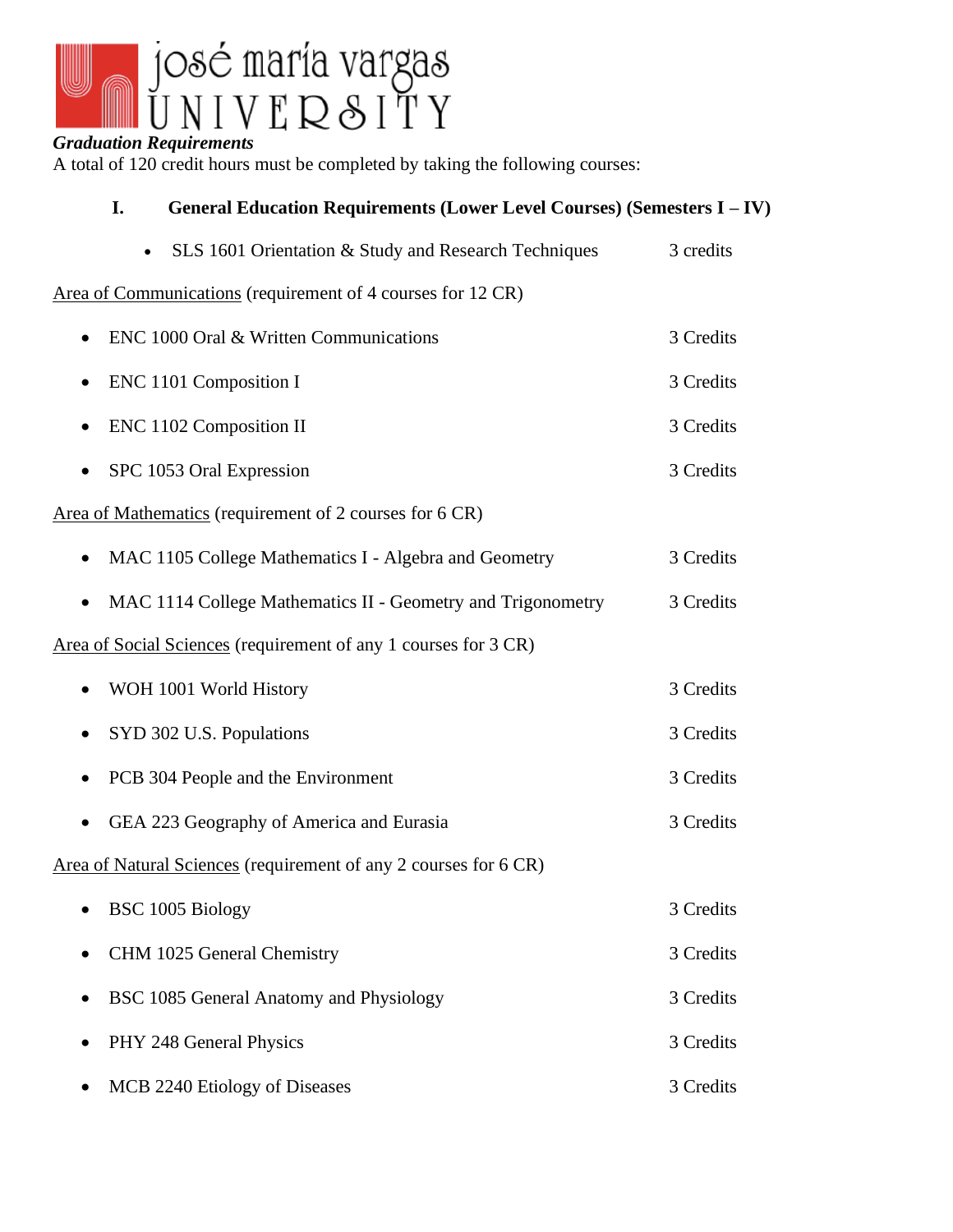# josé maría vargas UNIVERSITY

***Graduation Requirements***

A total of 120 credit hours must be completed by taking the following courses:

## I. General Education Requirements (Lower Level Courses) (Semesters I – IV)

- SLS 1601 Orientation & Study and Research Techniques — 3 credits

<u>Area of Communications</u> (requirement of 4 courses for 12 CR)

- ENC 1000 Oral & Written Communications — 3 Credits
- ENC 1101 Composition I — 3 Credits
- ENC 1102 Composition II — 3 Credits
- SPC 1053 Oral Expression — 3 Credits

<u>Area of Mathematics</u> (requirement of 2 courses for 6 CR)

- MAC 1105 College Mathematics I - Algebra and Geometry — 3 Credits
- MAC 1114 College Mathematics II - Geometry and Trigonometry — 3 Credits

<u>Area of Social Sciences</u> (requirement of any 1 courses for 3 CR)

- WOH 1001 World History — 3 Credits
- SYD 302 U.S. Populations — 3 Credits
- PCB 304 People and the Environment — 3 Credits
- GEA 223 Geography of America and Eurasia — 3 Credits

<u>Area of Natural Sciences</u> (requirement of any 2 courses for 6 CR)

- BSC 1005 Biology — 3 Credits
- CHM 1025 General Chemistry — 3 Credits
- BSC 1085 General Anatomy and Physiology — 3 Credits
- PHY 248 General Physics — 3 Credits
- MCB 2240 Etiology of Diseases — 3 Credits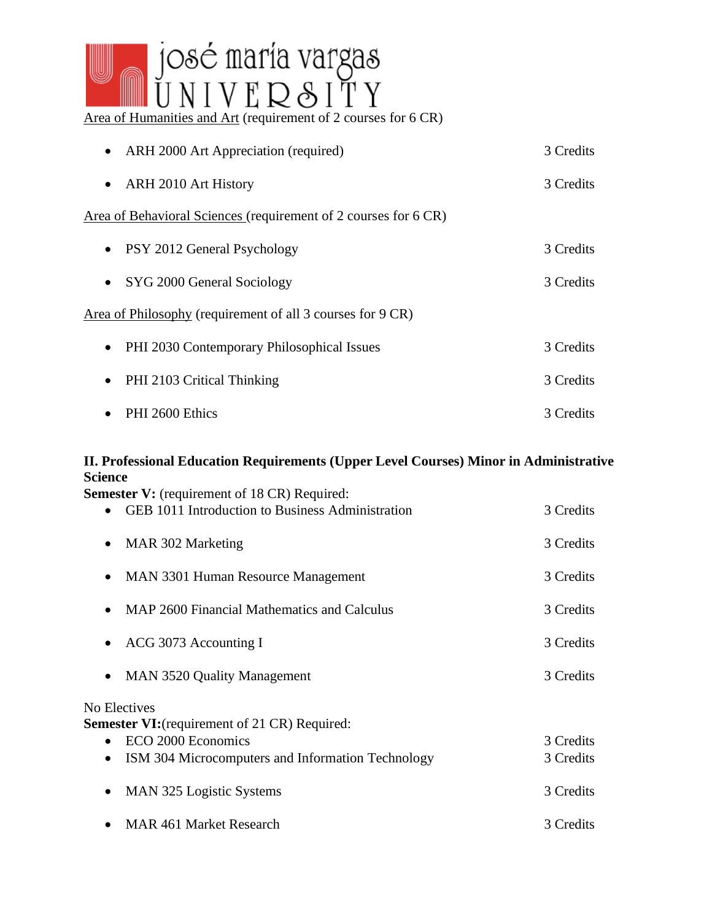Area of Humanities and Art (requirement of 2 courses for 6 CR)

- ARH 2000 Art Appreciation (required) — 3 Credits
- ARH 2010 Art History — 3 Credits

Area of Behavioral Sciences (requirement of 2 courses for 6 CR)

- PSY 2012 General Psychology — 3 Credits
- SYG 2000 General Sociology — 3 Credits

Area of Philosophy (requirement of all 3 courses for 9 CR)

- PHI 2030 Contemporary Philosophical Issues — 3 Credits
- PHI 2103 Critical Thinking — 3 Credits
- PHI 2600 Ethics — 3 Credits

**II. Professional Education Requirements (Upper Level Courses) Minor in Administrative Science**

**Semester V:** (requirement of 18 CR) Required:

- GEB 1011 Introduction to Business Administration — 3 Credits
- MAR 302 Marketing — 3 Credits
- MAN 3301 Human Resource Management — 3 Credits
- MAP 2600 Financial Mathematics and Calculus — 3 Credits
- ACG 3073 Accounting I — 3 Credits
- MAN 3520 Quality Management — 3 Credits

No Electives

**Semester VI:**(requirement of 21 CR) Required:

- ECO 2000 Economics — 3 Credits
- ISM 304 Microcomputers and Information Technology — 3 Credits
- MAN 325 Logistic Systems — 3 Credits
- MAR 461 Market Research — 3 Credits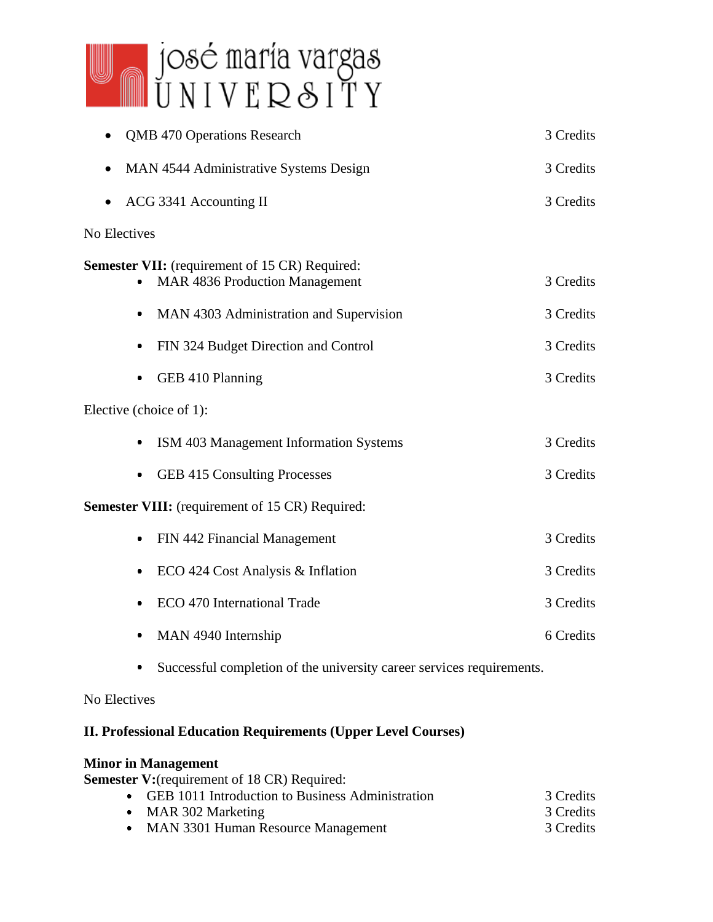- QMB 470 Operations Research — 3 Credits
- MAN 4544 Administrative Systems Design — 3 Credits
- ACG 3341 Accounting II — 3 Credits

No Electives

**Semester VII:** (requirement of 15 CR) Required:

- MAR 4836 Production Management — 3 Credits
- MAN 4303 Administration and Supervision — 3 Credits
- FIN 324 Budget Direction and Control — 3 Credits
- GEB 410 Planning — 3 Credits

Elective (choice of 1):

- ISM 403 Management Information Systems — 3 Credits
- GEB 415 Consulting Processes — 3 Credits

**Semester VIII:** (requirement of 15 CR) Required:

- FIN 442 Financial Management — 3 Credits
- ECO 424 Cost Analysis & Inflation — 3 Credits
- ECO 470 International Trade — 3 Credits
- MAN 4940 Internship — 6 Credits
- Successful completion of the university career services requirements.

No Electives

**II. Professional Education Requirements (Upper Level Courses)**

**Minor in Management**

**Semester V:**(requirement of 18 CR) Required:

- GEB 1011 Introduction to Business Administration — 3 Credits
- MAR 302 Marketing — 3 Credits
- MAN 3301 Human Resource Management — 3 Credits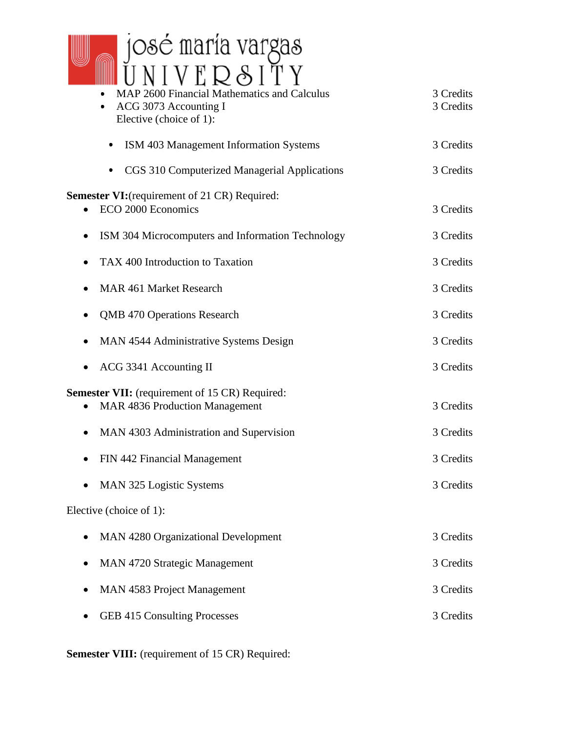- MAP 2600 Financial Mathematics and Calculus — 3 Credits
- ACG 3073 Accounting I — 3 Credits

  Elective (choice of 1):

  - ISM 403 Management Information Systems — 3 Credits
  - CGS 310 Computerized Managerial Applications — 3 Credits

**Semester VI:**(requirement of 21 CR) Required:

- ECO 2000 Economics — 3 Credits
- ISM 304 Microcomputers and Information Technology — 3 Credits
- TAX 400 Introduction to Taxation — 3 Credits
- MAR 461 Market Research — 3 Credits
- QMB 470 Operations Research — 3 Credits
- MAN 4544 Administrative Systems Design — 3 Credits
- ACG 3341 Accounting II — 3 Credits

**Semester VII:** (requirement of 15 CR) Required:

- MAR 4836 Production Management — 3 Credits
- MAN 4303 Administration and Supervision — 3 Credits
- FIN 442 Financial Management — 3 Credits
- MAN 325 Logistic Systems — 3 Credits

Elective (choice of 1):

- MAN 4280 Organizational Development — 3 Credits
- MAN 4720 Strategic Management — 3 Credits
- MAN 4583 Project Management — 3 Credits
- GEB 415 Consulting Processes — 3 Credits

**Semester VIII:** (requirement of 15 CR) Required: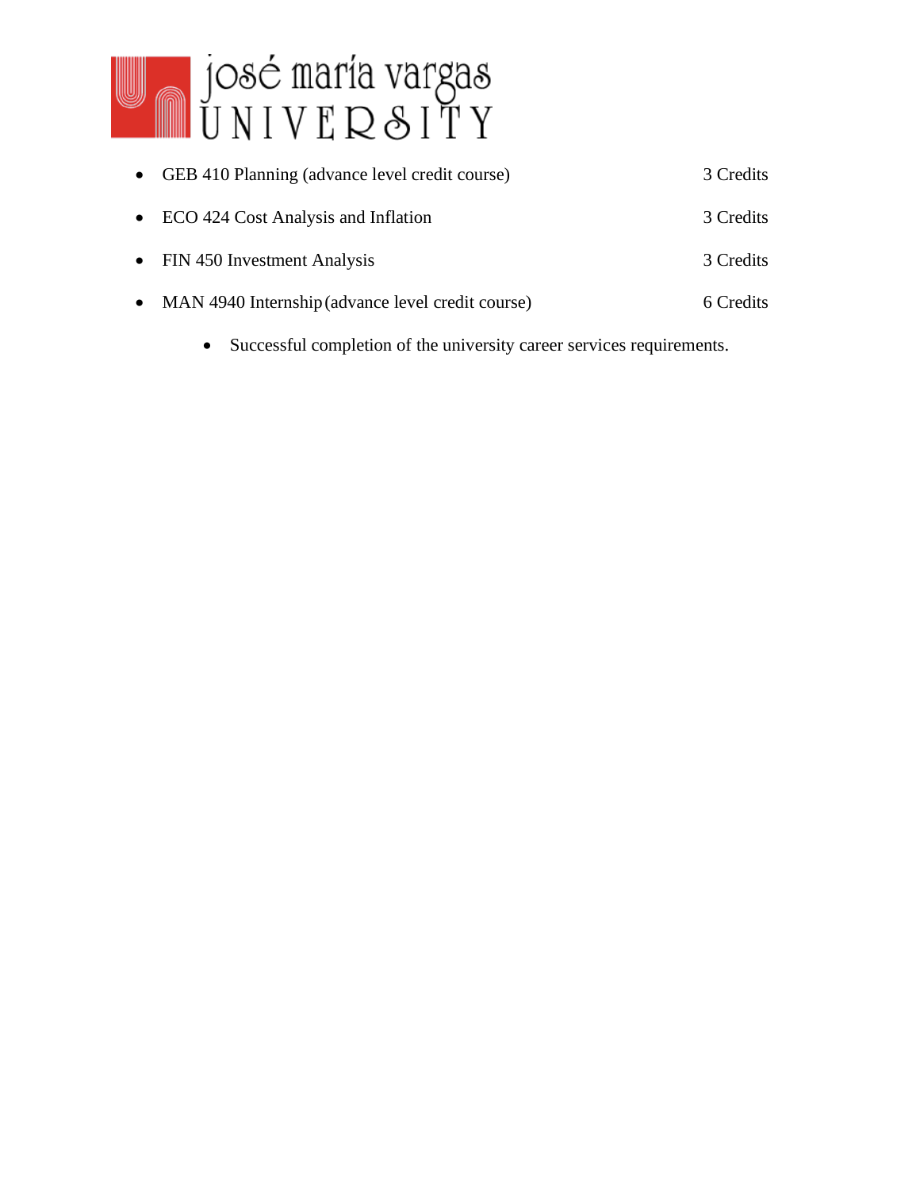- GEB 410 Planning (advance level credit course) 3 Credits
- ECO 424 Cost Analysis and Inflation 3 Credits
- FIN 450 Investment Analysis 3 Credits
- MAN 4940 Internship (advance level credit course) 6 Credits
  - Successful completion of the university career services requirements.